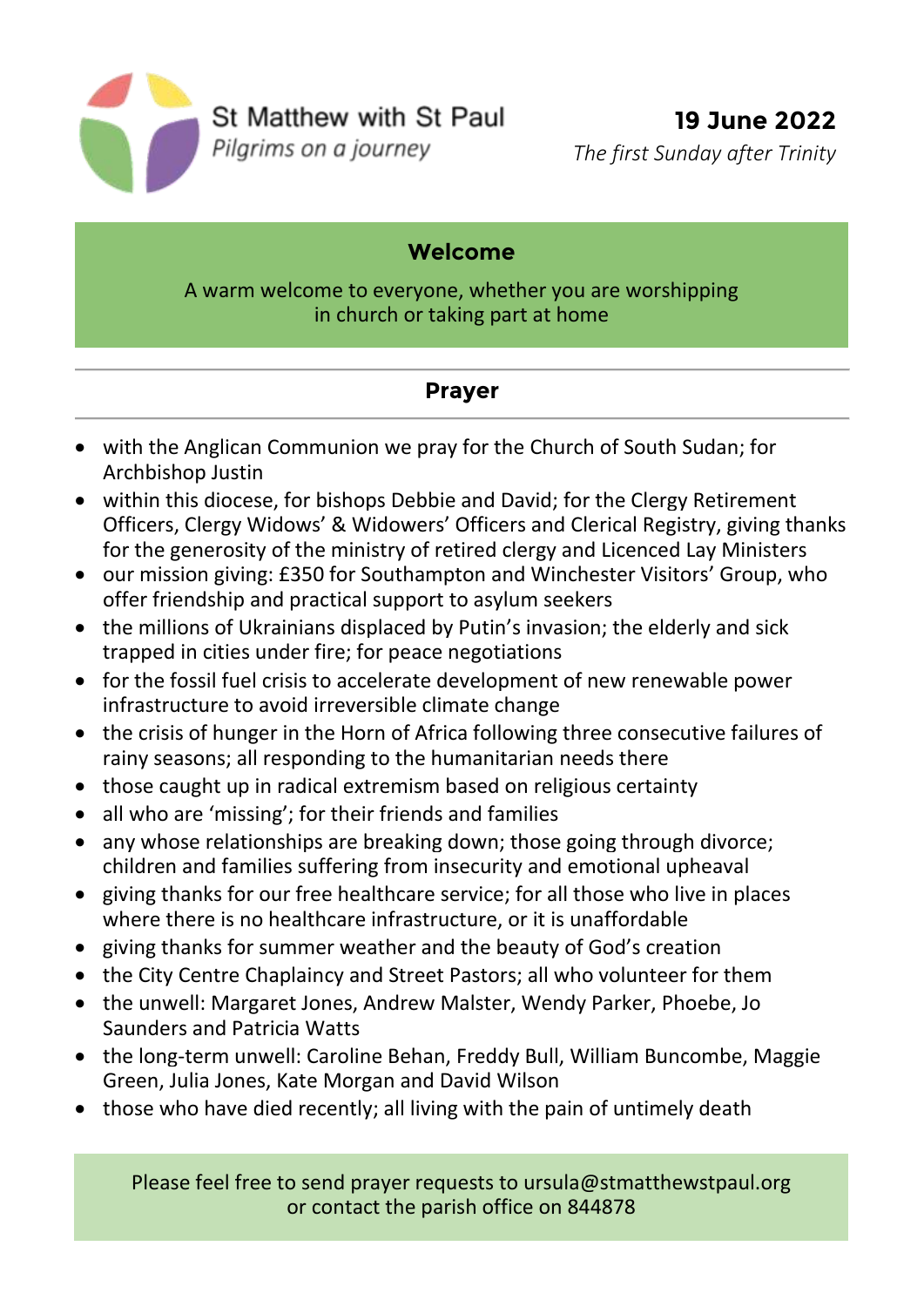St Matthew with St Paul

*Pilgrims on a journey*

**19 June 2022**

*The first Sunday after Trinity*

## Welcome

A warm welcome to everyone, whether you are worshipping in church or taking part at home

## Prayer

- with the Anglican Communion we pray for the Church of South Sudan; for Archbishop Justin
- within this diocese, for bishops Debbie and David; for the Clergy Retirement Officers, Clergy Widows' & Widowers' Officers and Clerical Registry, giving thanks for the generosity of the ministry of retired clergy and Licenced Lay Ministers
- our mission giving: £350 for Southampton and Winchester Visitors' Group, who offer friendship and practical support to asylum seekers
- the millions of Ukrainians displaced by Putin's invasion; the elderly and sick trapped in cities under fire; for peace negotiations
- for the fossil fuel crisis to accelerate development of new renewable power infrastructure to avoid irreversible climate change
- the crisis of hunger in the Horn of Africa following three consecutive failures of rainy seasons; all responding to the humanitarian needs there
- those caught up in radical extremism based on religious certainty
- all who are 'missing'; for their friends and families
- any whose relationships are breaking down; those going through divorce; children and families suffering from insecurity and emotional upheaval
- giving thanks for our free healthcare service; for all those who live in places where there is no healthcare infrastructure, or it is unaffordable
- giving thanks for summer weather and the beauty of God's creation
- the City Centre Chaplaincy and Street Pastors; all who volunteer for them
- the unwell: Margaret Jones, Andrew Malster, Wendy Parker, Phoebe, Jo Saunders and Patricia Watts
- the long-term unwell: Caroline Behan, Freddy Bull, William Buncombe, Maggie Green, Julia Jones, Kate Morgan and David Wilson
- those who have died recently; all living with the pain of untimely death

Please feel free to send prayer requests to ursula@stmatthewstpaul.org or contact the parish office on 844878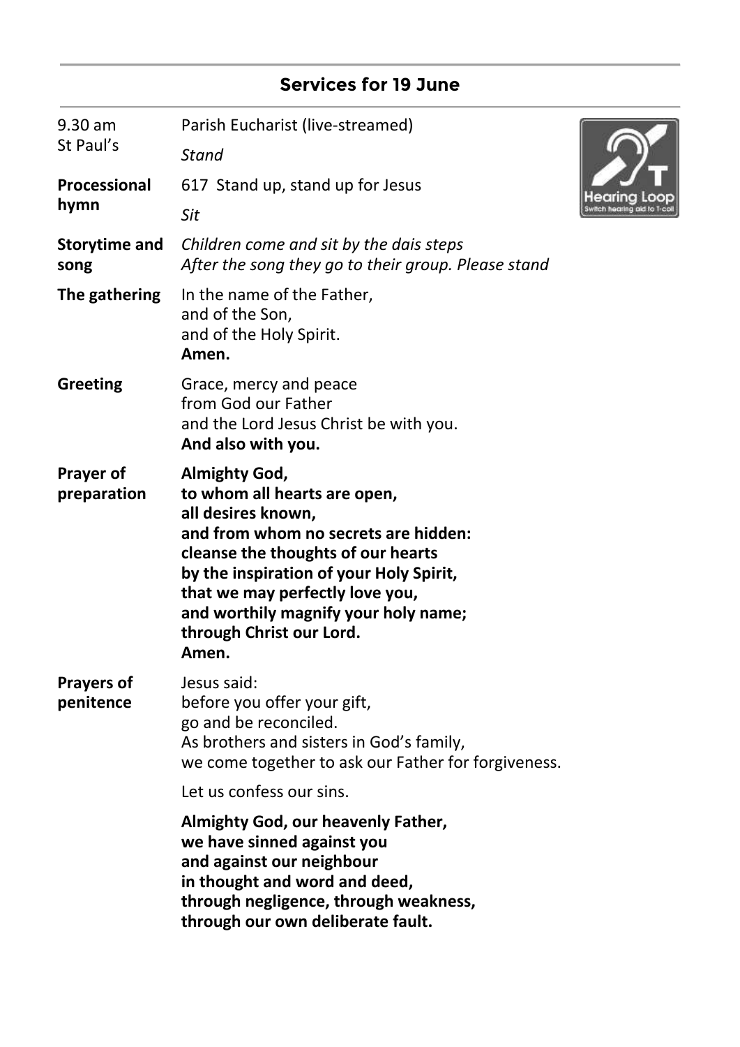## Services for 19 June

**9.30 am St Paul's** Parish Eucharist (live-streamed)

*Stand*

**Processional hymn** 617 Stand up, stand up for Jesus

*Sit*

**Storytime and song** *Children come and sit by the dais steps*
*After the song they go to their group. Please stand*

**The gathering** In the name of the Father,
and of the Son,
and of the Holy Spirit.
**Amen.**

**Greeting** Grace, mercy and peace
from God our Father
and the Lord Jesus Christ be with you.
**And also with you.**

**Prayer of preparation** **Almighty God,**
**to whom all hearts are open,**
**all desires known,**
**and from whom no secrets are hidden:**
**cleanse the thoughts of our hearts**
**by the inspiration of your Holy Spirit,**
**that we may perfectly love you,**
**and worthily magnify your holy name;**
**through Christ our Lord.**
**Amen.**

**Prayers of penitence** Jesus said:
before you offer your gift,
go and be reconciled.
As brothers and sisters in God's family,
we come together to ask our Father for forgiveness.

Let us confess our sins.

**Almighty God, our heavenly Father,**
**we have sinned against you**
**and against our neighbour**
**in thought and word and deed,**
**through negligence, through weakness,**
**through our own deliberate fault.**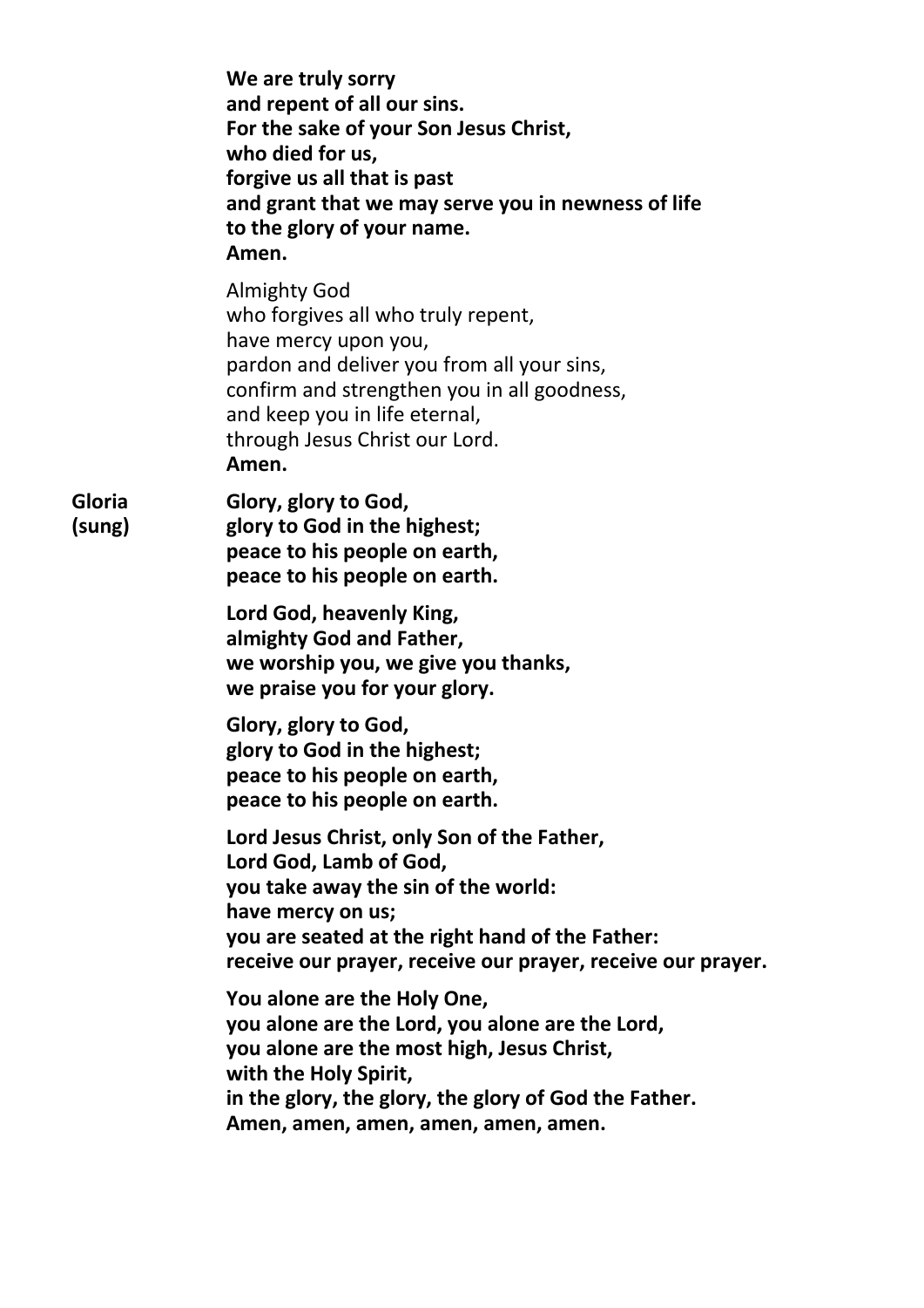**We are truly sorry**
**and repent of all our sins.**
**For the sake of your Son Jesus Christ,**
**who died for us,**
**forgive us all that is past**
**and grant that we may serve you in newness of life**
**to the glory of your name.**
**Amen.**

Almighty God
who forgives all who truly repent,
have mercy upon you,
pardon and deliver you from all your sins,
confirm and strengthen you in all goodness,
and keep you in life eternal,
through Jesus Christ our Lord.
**Amen.**

**Gloria (sung)**

**Glory, glory to God,**
**glory to God in the highest;**
**peace to his people on earth,**
**peace to his people on earth.**

**Lord God, heavenly King,**
**almighty God and Father,**
**we worship you, we give you thanks,**
**we praise you for your glory.**

**Glory, glory to God,**
**glory to God in the highest;**
**peace to his people on earth,**
**peace to his people on earth.**

**Lord Jesus Christ, only Son of the Father,**
**Lord God, Lamb of God,**
**you take away the sin of the world:**
**have mercy on us;**
**you are seated at the right hand of the Father:**
**receive our prayer, receive our prayer, receive our prayer.**

**You alone are the Holy One,**
**you alone are the Lord, you alone are the Lord,**
**you alone are the most high, Jesus Christ,**
**with the Holy Spirit,**
**in the glory, the glory, the glory of God the Father.**
**Amen, amen, amen, amen, amen, amen.**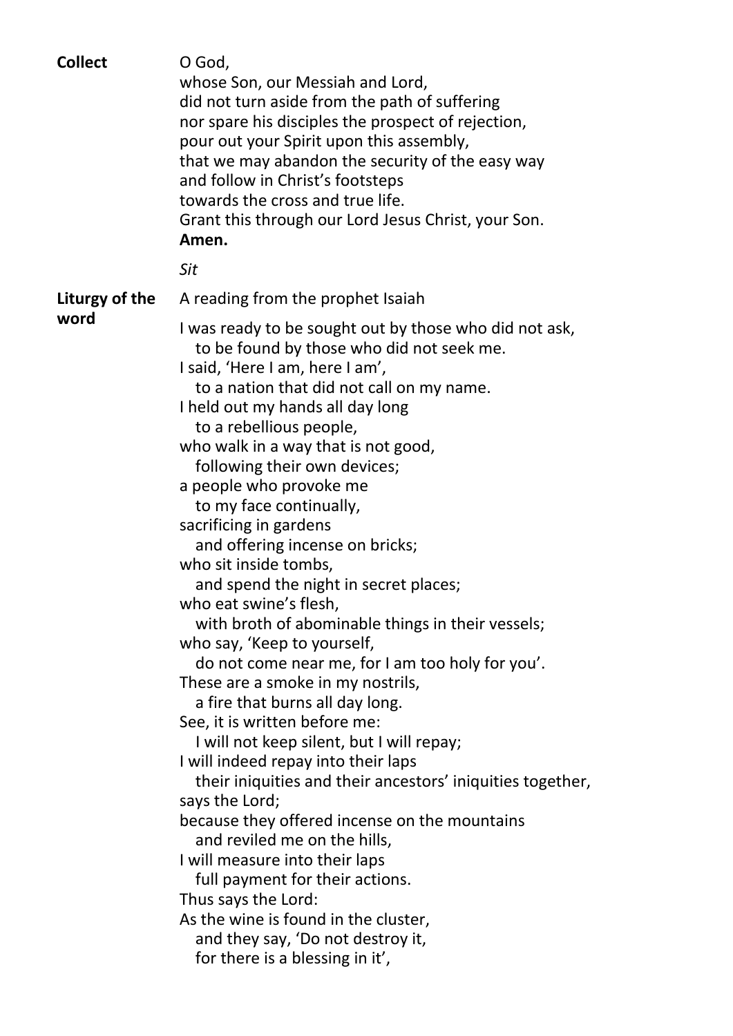**Collect**

O God,
whose Son, our Messiah and Lord,
did not turn aside from the path of suffering
nor spare his disciples the prospect of rejection,
pour out your Spirit upon this assembly,
that we may abandon the security of the easy way
and follow in Christ's footsteps
towards the cross and true life.
Grant this through our Lord Jesus Christ, your Son.
**Amen.**

*Sit*

**Liturgy of the word**

A reading from the prophet Isaiah

I was ready to be sought out by those who did not ask,
   to be found by those who did not seek me.
I said, 'Here I am, here I am',
   to a nation that did not call on my name.
I held out my hands all day long
   to a rebellious people,
who walk in a way that is not good,
   following their own devices;
a people who provoke me
   to my face continually,
sacrificing in gardens
   and offering incense on bricks;
who sit inside tombs,
   and spend the night in secret places;
who eat swine's flesh,
   with broth of abominable things in their vessels;
who say, 'Keep to yourself,
   do not come near me, for I am too holy for you'.
These are a smoke in my nostrils,
   a fire that burns all day long.
See, it is written before me:
   I will not keep silent, but I will repay;
I will indeed repay into their laps
   their iniquities and their ancestors' iniquities together,
says the Lord;
because they offered incense on the mountains
   and reviled me on the hills,
I will measure into their laps
   full payment for their actions.
Thus says the Lord:
As the wine is found in the cluster,
   and they say, 'Do not destroy it,
   for there is a blessing in it',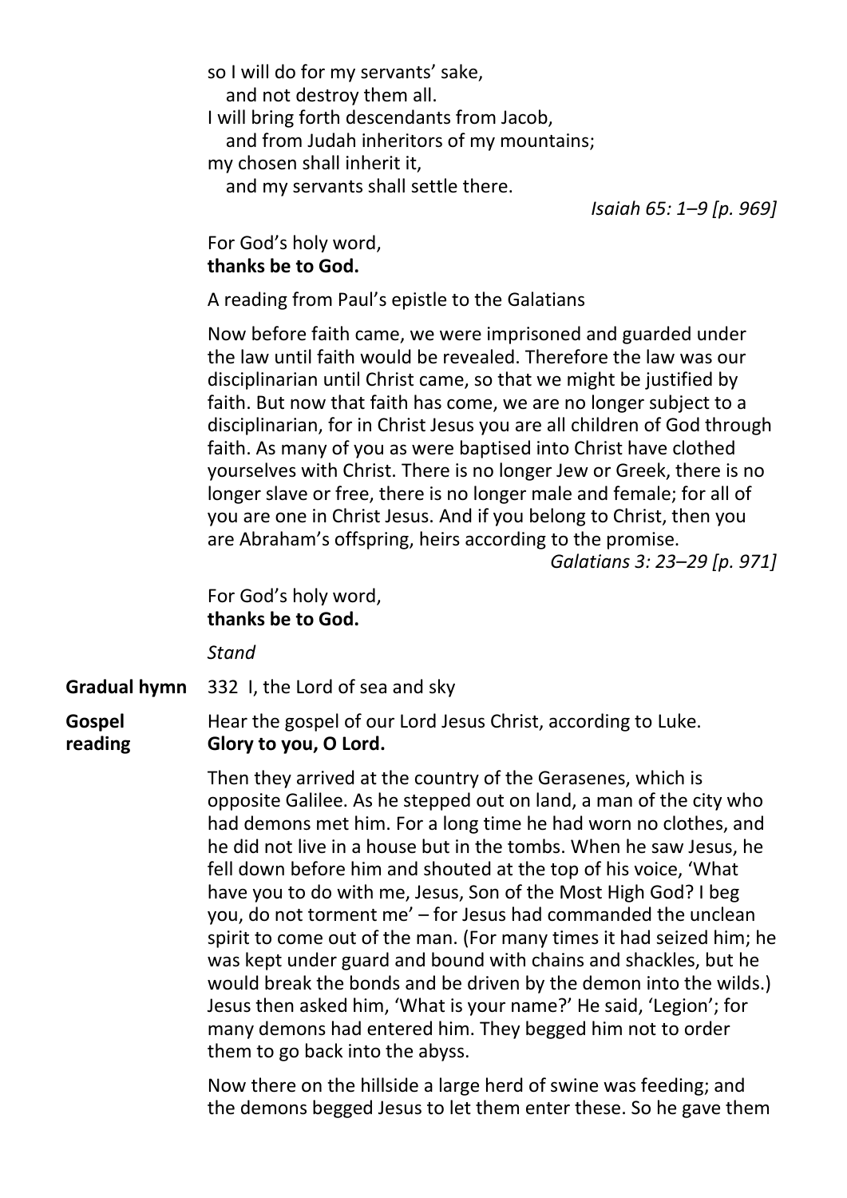so I will do for my servants' sake,
  and not destroy them all.
I will bring forth descendants from Jacob,
  and from Judah inheritors of my mountains;
my chosen shall inherit it,
  and my servants shall settle there.

*Isaiah 65: 1–9 [p. 969]*

For God's holy word,
**thanks be to God.**

A reading from Paul's epistle to the Galatians

Now before faith came, we were imprisoned and guarded under the law until faith would be revealed. Therefore the law was our disciplinarian until Christ came, so that we might be justified by faith. But now that faith has come, we are no longer subject to a disciplinarian, for in Christ Jesus you are all children of God through faith. As many of you as were baptised into Christ have clothed yourselves with Christ. There is no longer Jew or Greek, there is no longer slave or free, there is no longer male and female; for all of you are one in Christ Jesus. And if you belong to Christ, then you are Abraham's offspring, heirs according to the promise.

*Galatians 3: 23–29 [p. 971]*

For God's holy word,
**thanks be to God.**

*Stand*

**Gradual hymn** 332 I, the Lord of sea and sky

**Gospel reading** Hear the gospel of our Lord Jesus Christ, according to Luke.
**Glory to you, O Lord.**

Then they arrived at the country of the Gerasenes, which is opposite Galilee. As he stepped out on land, a man of the city who had demons met him. For a long time he had worn no clothes, and he did not live in a house but in the tombs. When he saw Jesus, he fell down before him and shouted at the top of his voice, 'What have you to do with me, Jesus, Son of the Most High God? I beg you, do not torment me' – for Jesus had commanded the unclean spirit to come out of the man. (For many times it had seized him; he was kept under guard and bound with chains and shackles, but he would break the bonds and be driven by the demon into the wilds.) Jesus then asked him, 'What is your name?' He said, 'Legion'; for many demons had entered him. They begged him not to order them to go back into the abyss.

Now there on the hillside a large herd of swine was feeding; and the demons begged Jesus to let them enter these. So he gave them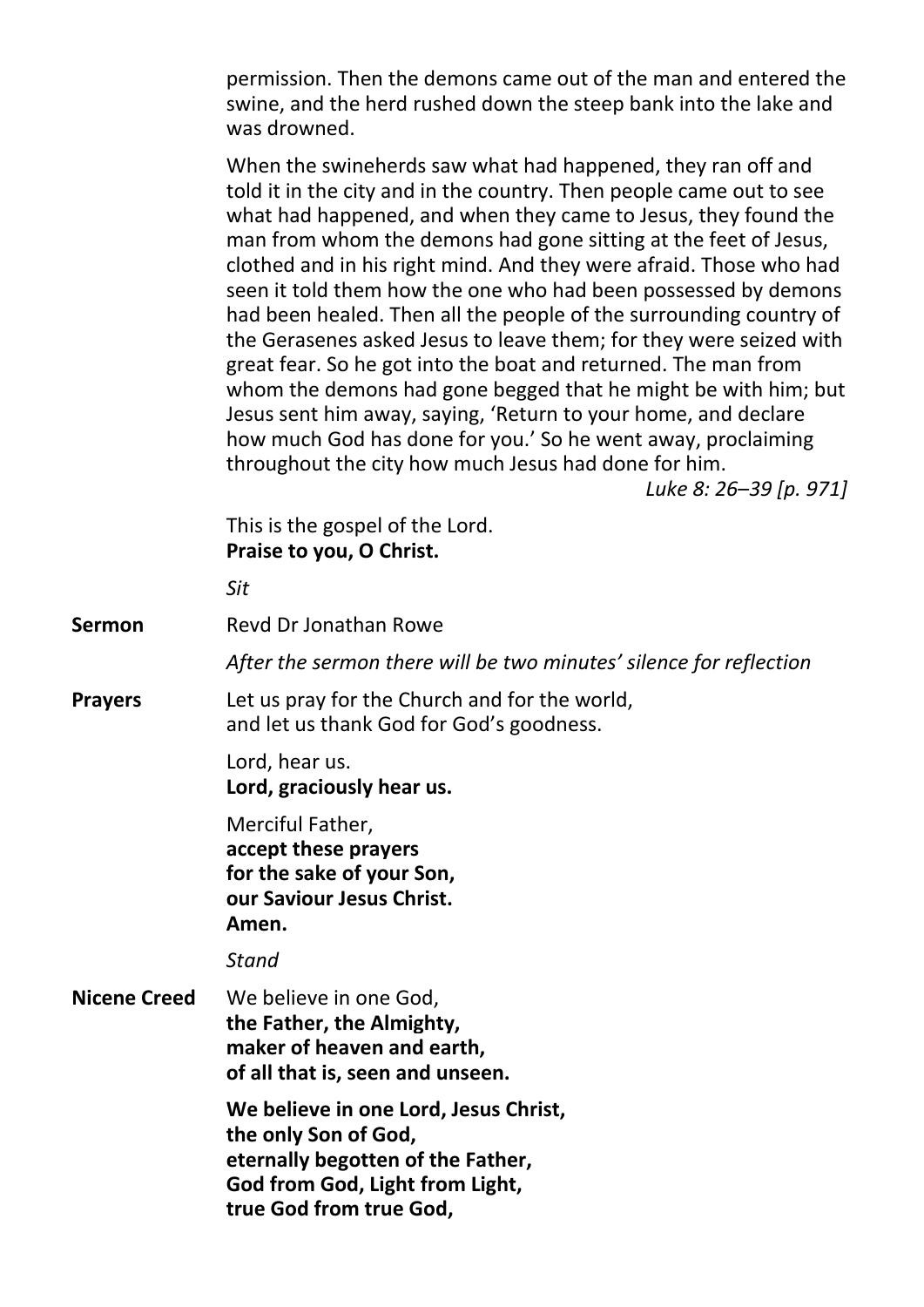permission. Then the demons came out of the man and entered the swine, and the herd rushed down the steep bank into the lake and was drowned.

When the swineherds saw what had happened, they ran off and told it in the city and in the country. Then people came out to see what had happened, and when they came to Jesus, they found the man from whom the demons had gone sitting at the feet of Jesus, clothed and in his right mind. And they were afraid. Those who had seen it told them how the one who had been possessed by demons had been healed. Then all the people of the surrounding country of the Gerasenes asked Jesus to leave them; for they were seized with great fear. So he got into the boat and returned. The man from whom the demons had gone begged that he might be with him; but Jesus sent him away, saying, 'Return to your home, and declare how much God has done for you.' So he went away, proclaiming throughout the city how much Jesus had done for him.

*Luke 8: 26–39 [p. 971]*

This is the gospel of the Lord.
**Praise to you, O Christ.**

*Sit*

**Sermon** Revd Dr Jonathan Rowe

*After the sermon there will be two minutes' silence for reflection*

**Prayers** Let us pray for the Church and for the world,
and let us thank God for God's goodness.

Lord, hear us.
**Lord, graciously hear us.**

Merciful Father,
**accept these prayers**
**for the sake of your Son,**
**our Saviour Jesus Christ.**
**Amen.**

*Stand*

**Nicene Creed** We believe in one God,
**the Father, the Almighty,**
**maker of heaven and earth,**
**of all that is, seen and unseen.**

**We believe in one Lord, Jesus Christ,**
**the only Son of God,**
**eternally begotten of the Father,**
**God from God, Light from Light,**
**true God from true God,**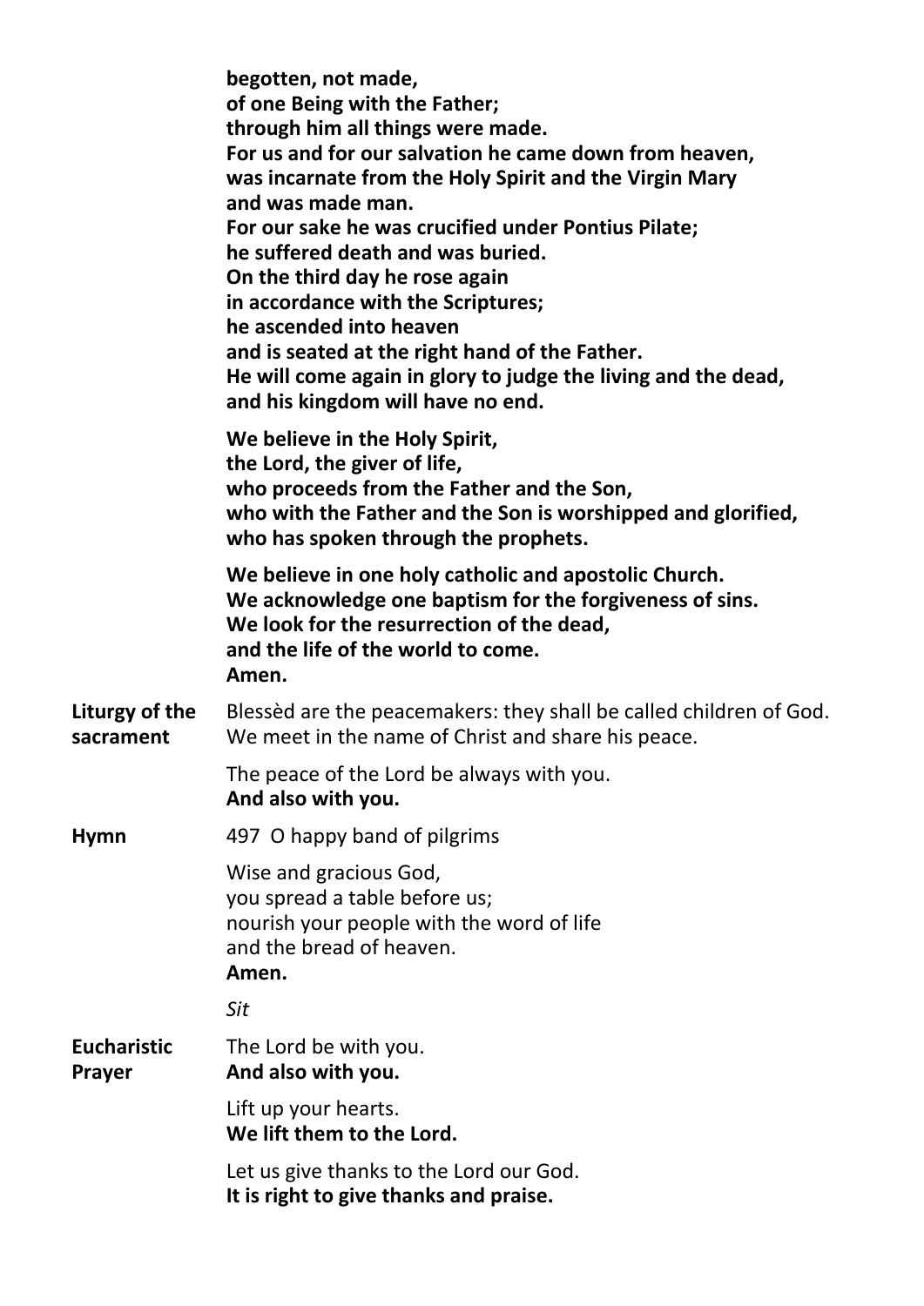**begotten, not made,**
**of one Being with the Father;**
**through him all things were made.**
**For us and for our salvation he came down from heaven,**
**was incarnate from the Holy Spirit and the Virgin Mary**
**and was made man.**
**For our sake he was crucified under Pontius Pilate;**
**he suffered death and was buried.**
**On the third day he rose again**
**in accordance with the Scriptures;**
**he ascended into heaven**
**and is seated at the right hand of the Father.**
**He will come again in glory to judge the living and the dead,**
**and his kingdom will have no end.**

**We believe in the Holy Spirit,**
**the Lord, the giver of life,**
**who proceeds from the Father and the Son,**
**who with the Father and the Son is worshipped and glorified,**
**who has spoken through the prophets.**

**We believe in one holy catholic and apostolic Church.**
**We acknowledge one baptism for the forgiveness of sins.**
**We look for the resurrection of the dead,**
**and the life of the world to come.**
**Amen.**

**Liturgy of the sacrament**

Blessèd are the peacemakers: they shall be called children of God.
We meet in the name of Christ and share his peace.

The peace of the Lord be always with you.
**And also with you.**

**Hymn** 497 O happy band of pilgrims

Wise and gracious God,
you spread a table before us;
nourish your people with the word of life
and the bread of heaven.
**Amen.**

*Sit*

**Eucharistic Prayer**

The Lord be with you.
**And also with you.**

Lift up your hearts.
**We lift them to the Lord.**

Let us give thanks to the Lord our God.
**It is right to give thanks and praise.**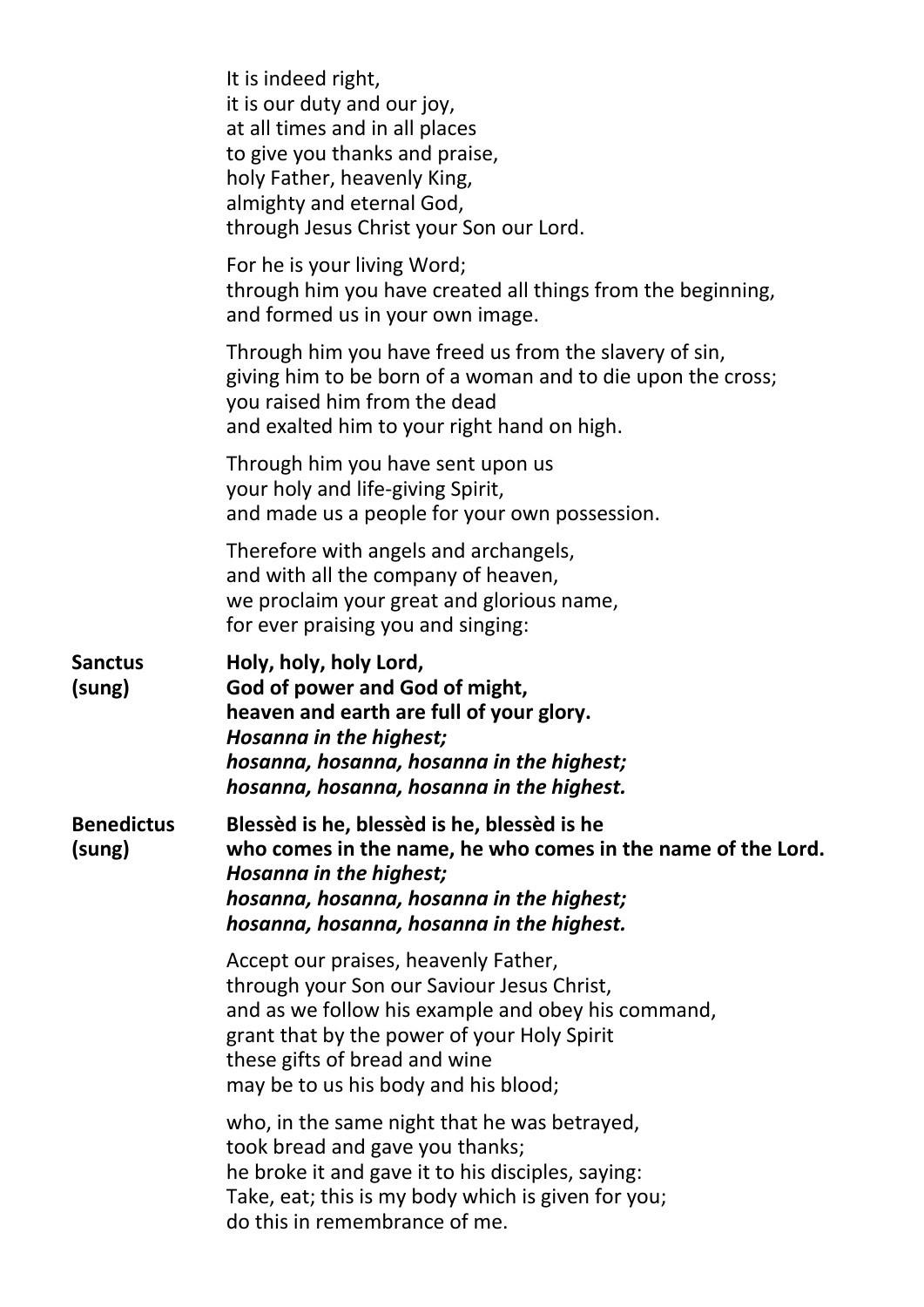It is indeed right,
it is our duty and our joy,
at all times and in all places
to give you thanks and praise,
holy Father, heavenly King,
almighty and eternal God,
through Jesus Christ your Son our Lord.

For he is your living Word;
through him you have created all things from the beginning,
and formed us in your own image.

Through him you have freed us from the slavery of sin,
giving him to be born of a woman and to die upon the cross;
you raised him from the dead
and exalted him to your right hand on high.

Through him you have sent upon us
your holy and life-giving Spirit,
and made us a people for your own possession.

Therefore with angels and archangels,
and with all the company of heaven,
we proclaim your great and glorious name,
for ever praising you and singing:

**Sanctus (sung)**

**Holy, holy, holy Lord,**
**God of power and God of might,**
**heaven and earth are full of your glory.**
***Hosanna in the highest;***
***hosanna, hosanna, hosanna in the highest;***
***hosanna, hosanna, hosanna in the highest.***

**Benedictus (sung)**

**Blessèd is he, blessèd is he, blessèd is he**
**who comes in the name, he who comes in the name of the Lord.**
***Hosanna in the highest;***
***hosanna, hosanna, hosanna in the highest;***
***hosanna, hosanna, hosanna in the highest.***

Accept our praises, heavenly Father,
through your Son our Saviour Jesus Christ,
and as we follow his example and obey his command,
grant that by the power of your Holy Spirit
these gifts of bread and wine
may be to us his body and his blood;

who, in the same night that he was betrayed,
took bread and gave you thanks;
he broke it and gave it to his disciples, saying:
Take, eat; this is my body which is given for you;
do this in remembrance of me.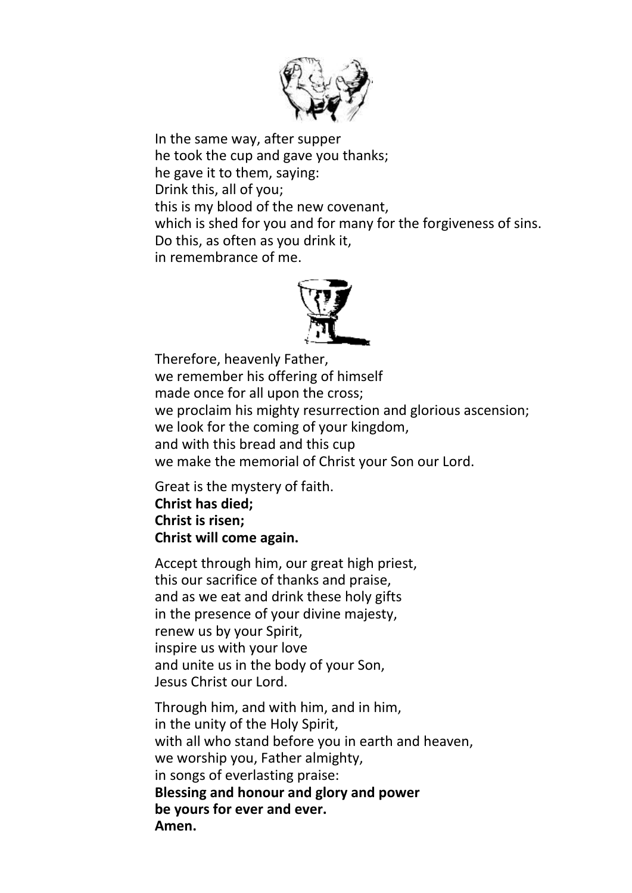In the same way, after supper
he took the cup and gave you thanks;
he gave it to them, saying:
Drink this, all of you;
this is my blood of the new covenant,
which is shed for you and for many for the forgiveness of sins.
Do this, as often as you drink it,
in remembrance of me.

Therefore, heavenly Father,
we remember his offering of himself
made once for all upon the cross;
we proclaim his mighty resurrection and glorious ascension;
we look for the coming of your kingdom,
and with this bread and this cup
we make the memorial of Christ your Son our Lord.

Great is the mystery of faith.
**Christ has died;**
**Christ is risen;**
**Christ will come again.**

Accept through him, our great high priest,
this our sacrifice of thanks and praise,
and as we eat and drink these holy gifts
in the presence of your divine majesty,
renew us by your Spirit,
inspire us with your love
and unite us in the body of your Son,
Jesus Christ our Lord.

Through him, and with him, and in him,
in the unity of the Holy Spirit,
with all who stand before you in earth and heaven,
we worship you, Father almighty,
in songs of everlasting praise:
**Blessing and honour and glory and power**
**be yours for ever and ever.**
**Amen.**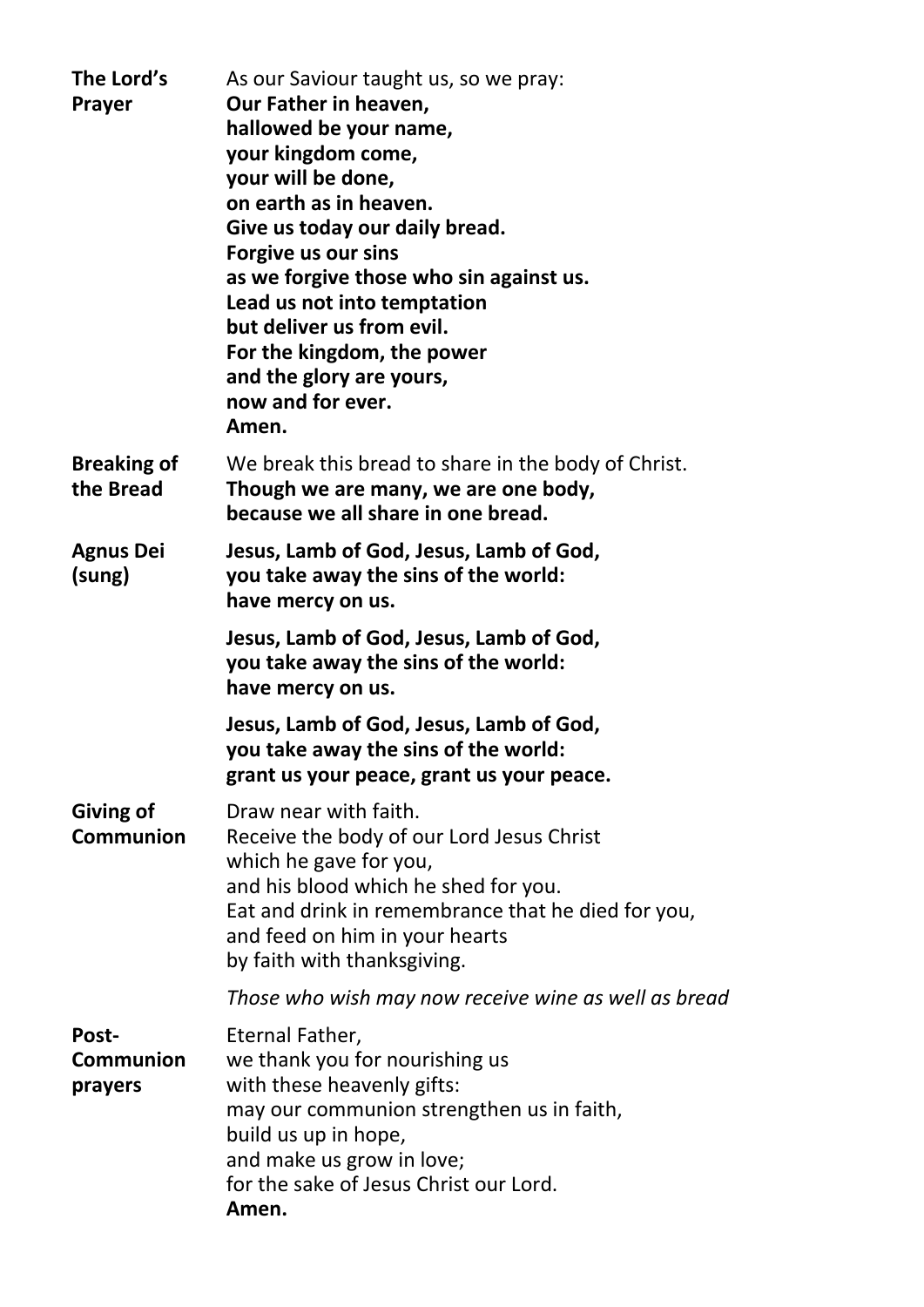**The Lord's Prayer**

As our Saviour taught us, so we pray:
**Our Father in heaven,**
**hallowed be your name,**
**your kingdom come,**
**your will be done,**
**on earth as in heaven.**
**Give us today our daily bread.**
**Forgive us our sins**
**as we forgive those who sin against us.**
**Lead us not into temptation**
**but deliver us from evil.**
**For the kingdom, the power**
**and the glory are yours,**
**now and for ever.**
**Amen.**

**Breaking of the Bread**

We break this bread to share in the body of Christ.
**Though we are many, we are one body,**
**because we all share in one bread.**

**Agnus Dei (sung)**

**Jesus, Lamb of God, Jesus, Lamb of God,**
**you take away the sins of the world:**
**have mercy on us.**

**Jesus, Lamb of God, Jesus, Lamb of God,**
**you take away the sins of the world:**
**have mercy on us.**

**Jesus, Lamb of God, Jesus, Lamb of God,**
**you take away the sins of the world:**
**grant us your peace, grant us your peace.**

**Giving of Communion**

Draw near with faith.
Receive the body of our Lord Jesus Christ
which he gave for you,
and his blood which he shed for you.
Eat and drink in remembrance that he died for you,
and feed on him in your hearts
by faith with thanksgiving.

*Those who wish may now receive wine as well as bread*

**Post-Communion prayers**

Eternal Father,
we thank you for nourishing us
with these heavenly gifts:
may our communion strengthen us in faith,
build us up in hope,
and make us grow in love;
for the sake of Jesus Christ our Lord.
**Amen.**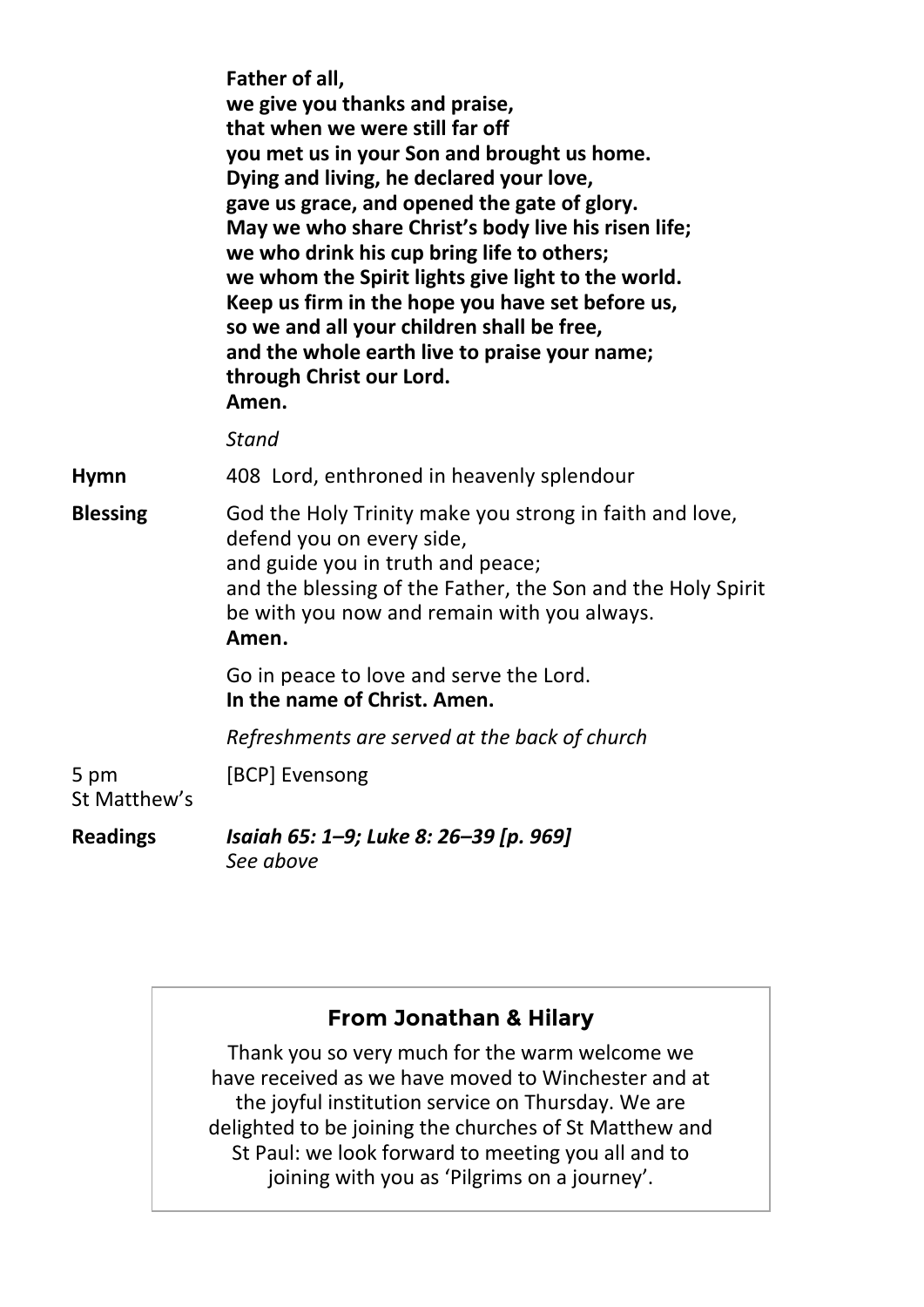**Father of all,**
**we give you thanks and praise,**
**that when we were still far off**
**you met us in your Son and brought us home.**
**Dying and living, he declared your love,**
**gave us grace, and opened the gate of glory.**
**May we who share Christ's body live his risen life;**
**we who drink his cup bring life to others;**
**we whom the Spirit lights give light to the world.**
**Keep us firm in the hope you have set before us,**
**so we and all your children shall be free,**
**and the whole earth live to praise your name;**
**through Christ our Lord.**
**Amen.**

*Stand*

**Hymn** 408 Lord, enthroned in heavenly splendour

**Blessing** God the Holy Trinity make you strong in faith and love,
defend you on every side,
and guide you in truth and peace;
and the blessing of the Father, the Son and the Holy Spirit
be with you now and remain with you always.
**Amen.**

Go in peace to love and serve the Lord.
**In the name of Christ. Amen.**

*Refreshments are served at the back of church*

5 pm St Matthew's [BCP] Evensong

**Readings** ***Isaiah 65: 1–9; Luke 8: 26–39 [p. 969]***
*See above*

## From Jonathan & Hilary

Thank you so very much for the warm welcome we have received as we have moved to Winchester and at the joyful institution service on Thursday. We are delighted to be joining the churches of St Matthew and St Paul: we look forward to meeting you all and to joining with you as 'Pilgrims on a journey'.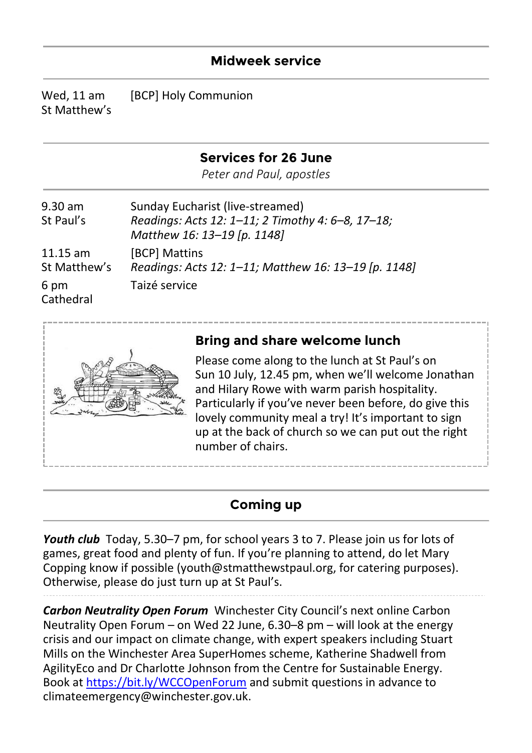## Midweek service

| | |
|---|---|
| Wed, 11 am<br>St Matthew's | [BCP] Holy Communion |

## Services for 26 June

*Peter and Paul, apostles*

| | |
|---|---|
| 9.30 am<br>St Paul's | Sunday Eucharist (live-streamed)<br>*Readings: Acts 12: 1–11; 2 Timothy 4: 6–8, 17–18; Matthew 16: 13–19 [p. 1148]* |
| 11.15 am<br>St Matthew's | [BCP] Mattins<br>*Readings: Acts 12: 1–11; Matthew 16: 13–19 [p. 1148]* |
| 6 pm<br>Cathedral | Taizé service |

### Bring and share welcome lunch

Please come along to the lunch at St Paul's on Sun 10 July, 12.45 pm, when we'll welcome Jonathan and Hilary Rowe with warm parish hospitality. Particularly if you've never been before, do give this lovely community meal a try! It's important to sign up at the back of church so we can put out the right number of chairs.

## Coming up

***Youth club*** Today, 5.30–7 pm, for school years 3 to 7. Please join us for lots of games, great food and plenty of fun. If you're planning to attend, do let Mary Copping know if possible (youth@stmatthewstpaul.org, for catering purposes). Otherwise, please do just turn up at St Paul's.

***Carbon Neutrality Open Forum*** Winchester City Council's next online Carbon Neutrality Open Forum – on Wed 22 June, 6.30–8 pm – will look at the energy crisis and our impact on climate change, with expert speakers including Stuart Mills on the Winchester Area SuperHomes scheme, Katherine Shadwell from AgilityEco and Dr Charlotte Johnson from the Centre for Sustainable Energy. Book at https://bit.ly/WCCOpenForum and submit questions in advance to climateemergency@winchester.gov.uk.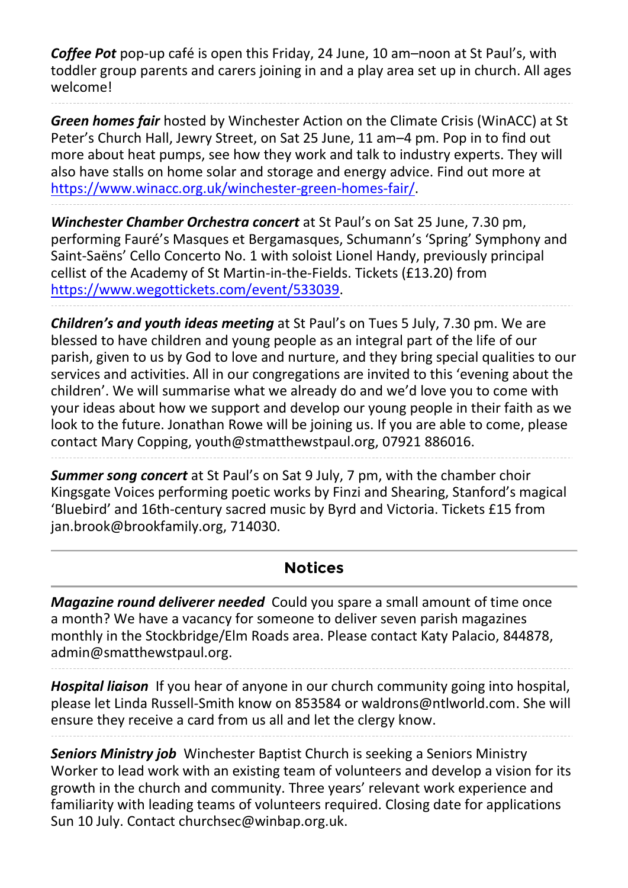***Coffee Pot*** pop-up café is open this Friday, 24 June, 10 am–noon at St Paul's, with toddler group parents and carers joining in and a play area set up in church. All ages welcome!

---

***Green homes fair*** hosted by Winchester Action on the Climate Crisis (WinACC) at St Peter's Church Hall, Jewry Street, on Sat 25 June, 11 am–4 pm. Pop in to find out more about heat pumps, see how they work and talk to industry experts. They will also have stalls on home solar and storage and energy advice. Find out more at https://www.winacc.org.uk/winchester-green-homes-fair/.

---

***Winchester Chamber Orchestra concert*** at St Paul's on Sat 25 June, 7.30 pm, performing Fauré's Masques et Bergamasques, Schumann's 'Spring' Symphony and Saint-Saëns' Cello Concerto No. 1 with soloist Lionel Handy, previously principal cellist of the Academy of St Martin-in-the-Fields. Tickets (£13.20) from https://www.wegottickets.com/event/533039.

---

***Children's and youth ideas meeting*** at St Paul's on Tues 5 July, 7.30 pm. We are blessed to have children and young people as an integral part of the life of our parish, given to us by God to love and nurture, and they bring special qualities to our services and activities. All in our congregations are invited to this 'evening about the children'. We will summarise what we already do and we'd love you to come with your ideas about how we support and develop our young people in their faith as we look to the future. Jonathan Rowe will be joining us. If you are able to come, please contact Mary Copping, youth@stmatthewstpaul.org, 07921 886016.

---

***Summer song concert*** at St Paul's on Sat 9 July, 7 pm, with the chamber choir Kingsgate Voices performing poetic works by Finzi and Shearing, Stanford's magical 'Bluebird' and 16th-century sacred music by Byrd and Victoria. Tickets £15 from jan.brook@brookfamily.org, 714030.

## Notices

***Magazine round deliverer needed*** Could you spare a small amount of time once a month? We have a vacancy for someone to deliver seven parish magazines monthly in the Stockbridge/Elm Roads area. Please contact Katy Palacio, 844878, admin@smatthewstpaul.org.

---

***Hospital liaison*** If you hear of anyone in our church community going into hospital, please let Linda Russell-Smith know on 853584 or waldrons@ntlworld.com. She will ensure they receive a card from us all and let the clergy know.

---

***Seniors Ministry job*** Winchester Baptist Church is seeking a Seniors Ministry Worker to lead work with an existing team of volunteers and develop a vision for its growth in the church and community. Three years' relevant work experience and familiarity with leading teams of volunteers required. Closing date for applications Sun 10 July. Contact churchsec@winbap.org.uk.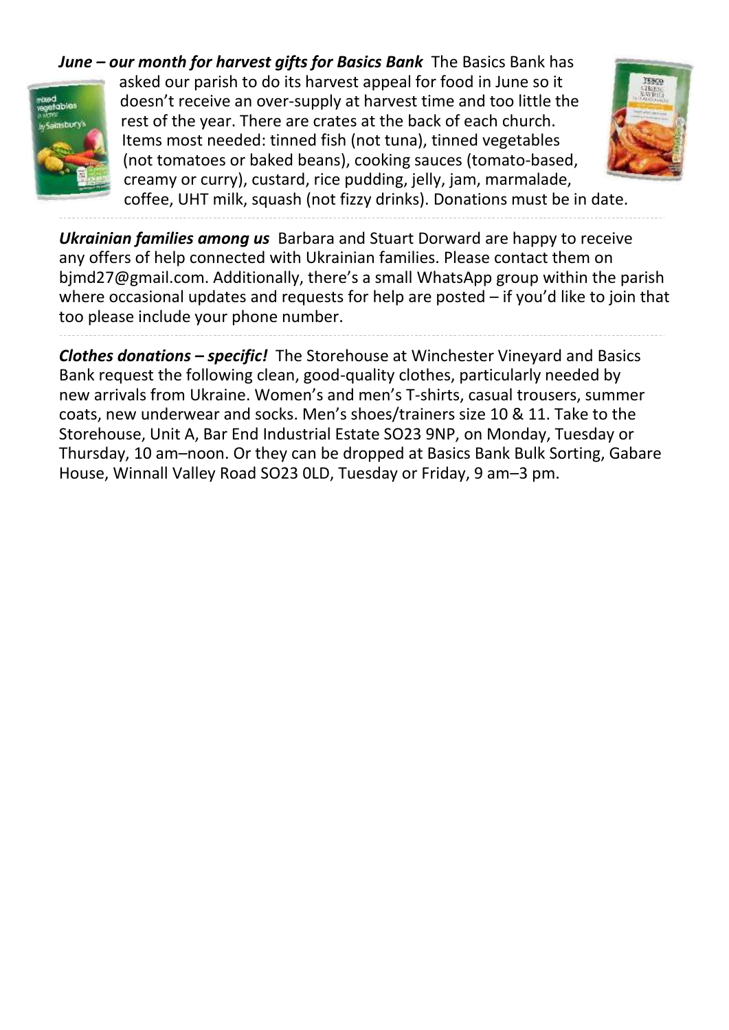***June – our month for harvest gifts for Basics Bank*** The Basics Bank has asked our parish to do its harvest appeal for food in June so it doesn't receive an over-supply at harvest time and too little the rest of the year. There are crates at the back of each church. Items most needed: tinned fish (not tuna), tinned vegetables (not tomatoes or baked beans), cooking sauces (tomato-based, creamy or curry), custard, rice pudding, jelly, jam, marmalade, coffee, UHT milk, squash (not fizzy drinks). Donations must be in date.

***Ukrainian families among us*** Barbara and Stuart Dorward are happy to receive any offers of help connected with Ukrainian families. Please contact them on bjmd27@gmail.com. Additionally, there's a small WhatsApp group within the parish where occasional updates and requests for help are posted – if you'd like to join that too please include your phone number.

***Clothes donations – specific!*** The Storehouse at Winchester Vineyard and Basics Bank request the following clean, good-quality clothes, particularly needed by new arrivals from Ukraine. Women's and men's T-shirts, casual trousers, summer coats, new underwear and socks. Men's shoes/trainers size 10 & 11. Take to the Storehouse, Unit A, Bar End Industrial Estate SO23 9NP, on Monday, Tuesday or Thursday, 10 am–noon. Or they can be dropped at Basics Bank Bulk Sorting, Gabare House, Winnall Valley Road SO23 0LD, Tuesday or Friday, 9 am–3 pm.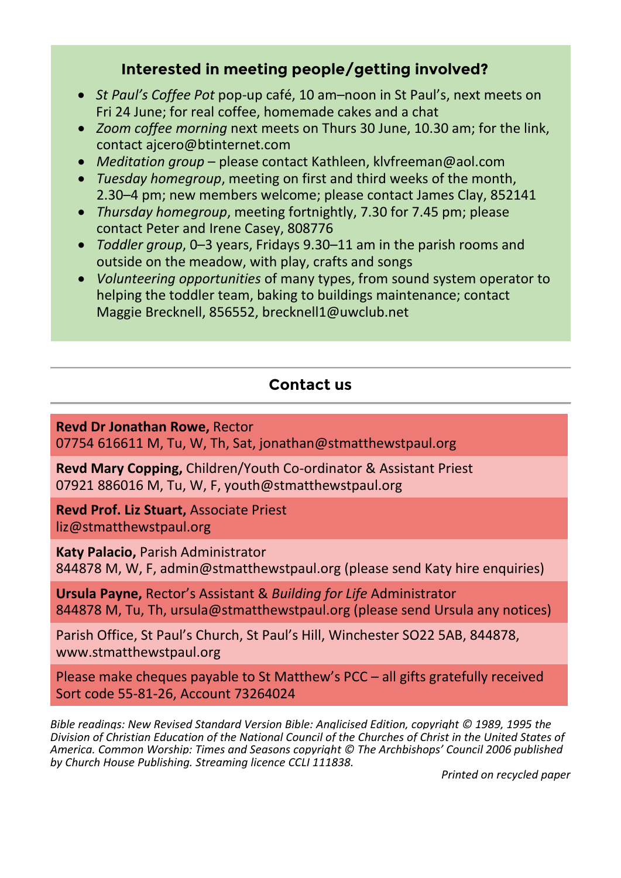## Interested in meeting people/getting involved?

- *St Paul's Coffee Pot* pop-up café, 10 am–noon in St Paul's, next meets on Fri 24 June; for real coffee, homemade cakes and a chat
- *Zoom coffee morning* next meets on Thurs 30 June, 10.30 am; for the link, contact ajcero@btinternet.com
- *Meditation group* – please contact Kathleen, klvfreeman@aol.com
- *Tuesday homegroup*, meeting on first and third weeks of the month, 2.30–4 pm; new members welcome; please contact James Clay, 852141
- *Thursday homegroup*, meeting fortnightly, 7.30 for 7.45 pm; please contact Peter and Irene Casey, 808776
- *Toddler group*, 0–3 years, Fridays 9.30–11 am in the parish rooms and outside on the meadow, with play, crafts and songs
- *Volunteering opportunities* of many types, from sound system operator to helping the toddler team, baking to buildings maintenance; contact Maggie Brecknell, 856552, brecknell1@uwclub.net

## Contact us

**Revd Dr Jonathan Rowe,** Rector
07754 616611 M, Tu, W, Th, Sat, jonathan@stmatthewstpaul.org

**Revd Mary Copping,** Children/Youth Co-ordinator & Assistant Priest
07921 886016 M, Tu, W, F, youth@stmatthewstpaul.org

**Revd Prof. Liz Stuart,** Associate Priest
liz@stmatthewstpaul.org

**Katy Palacio,** Parish Administrator
844878 M, W, F, admin@stmatthewstpaul.org (please send Katy hire enquiries)

**Ursula Payne,** Rector's Assistant & *Building for Life* Administrator
844878 M, Tu, Th, ursula@stmatthewstpaul.org (please send Ursula any notices)

Parish Office, St Paul's Church, St Paul's Hill, Winchester SO22 5AB, 844878, www.stmatthewstpaul.org

Please make cheques payable to St Matthew's PCC – all gifts gratefully received
Sort code 55-81-26, Account 73264024

*Bible readings: New Revised Standard Version Bible: Anglicised Edition, copyright © 1989, 1995 the Division of Christian Education of the National Council of the Churches of Christ in the United States of America. Common Worship: Times and Seasons copyright © The Archbishops' Council 2006 published by Church House Publishing. Streaming licence CCLI 111838.*

*Printed on recycled paper*